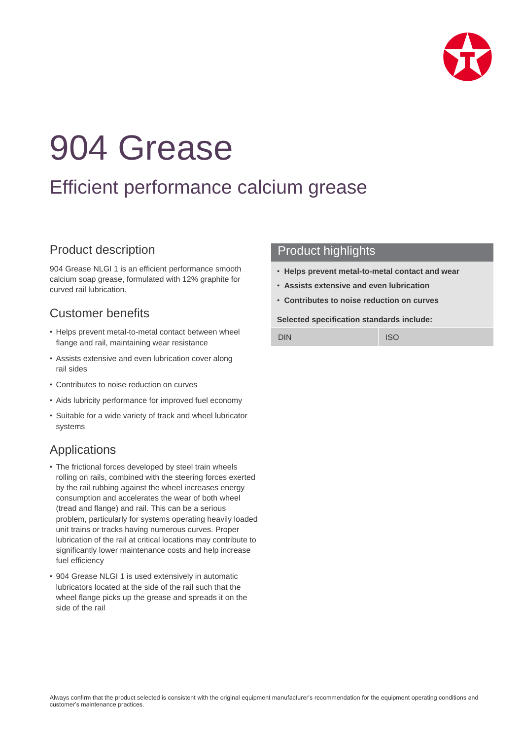# 904 Grease

## Efficient performance calcium grease

### Product description

904 Grease NLGI 1 is an efficient performance smooth calcium soap grease, formulated with 12% graphite for curved rail lubrication.

### Customer benefits

- Helps prevent metal-to-metal contact between wheel flange and rail, maintaining wear resistance
- Assists extensive and even lubrication cover along rail sides
- Contributes to noise reduction on curves
- Aids lubricity performance for improved fuel economy
- Suitable for a wide variety of track and wheel lubricator systems

### Applications

- The frictional forces developed by steel train wheels rolling on rails, combined with the steering forces exerted by the rail rubbing against the wheel increases energy consumption and accelerates the wear of both wheel (tread and flange) and rail. This can be a serious problem, particularly for systems operating heavily loaded unit trains or tracks having numerous curves. Proper lubrication of the rail at critical locations may contribute to significantly lower maintenance costs and help increase fuel efficiency
- 904 Grease NLGI 1 is used extensively in automatic lubricators located at the side of the rail such that the wheel flange picks up the grease and spreads it on the side of the rail

### Product highlights

- **Helps prevent metal-to-metal contact and wear**
- **Assists extensive and even lubrication**
- **Contributes to noise reduction on curves**

**Selected specification standards include:**

| DIN | ISO |
|---|---|

Always confirm that the product selected is consistent with the original equipment manufacturer's recommendation for the equipment operating conditions and customer's maintenance practices.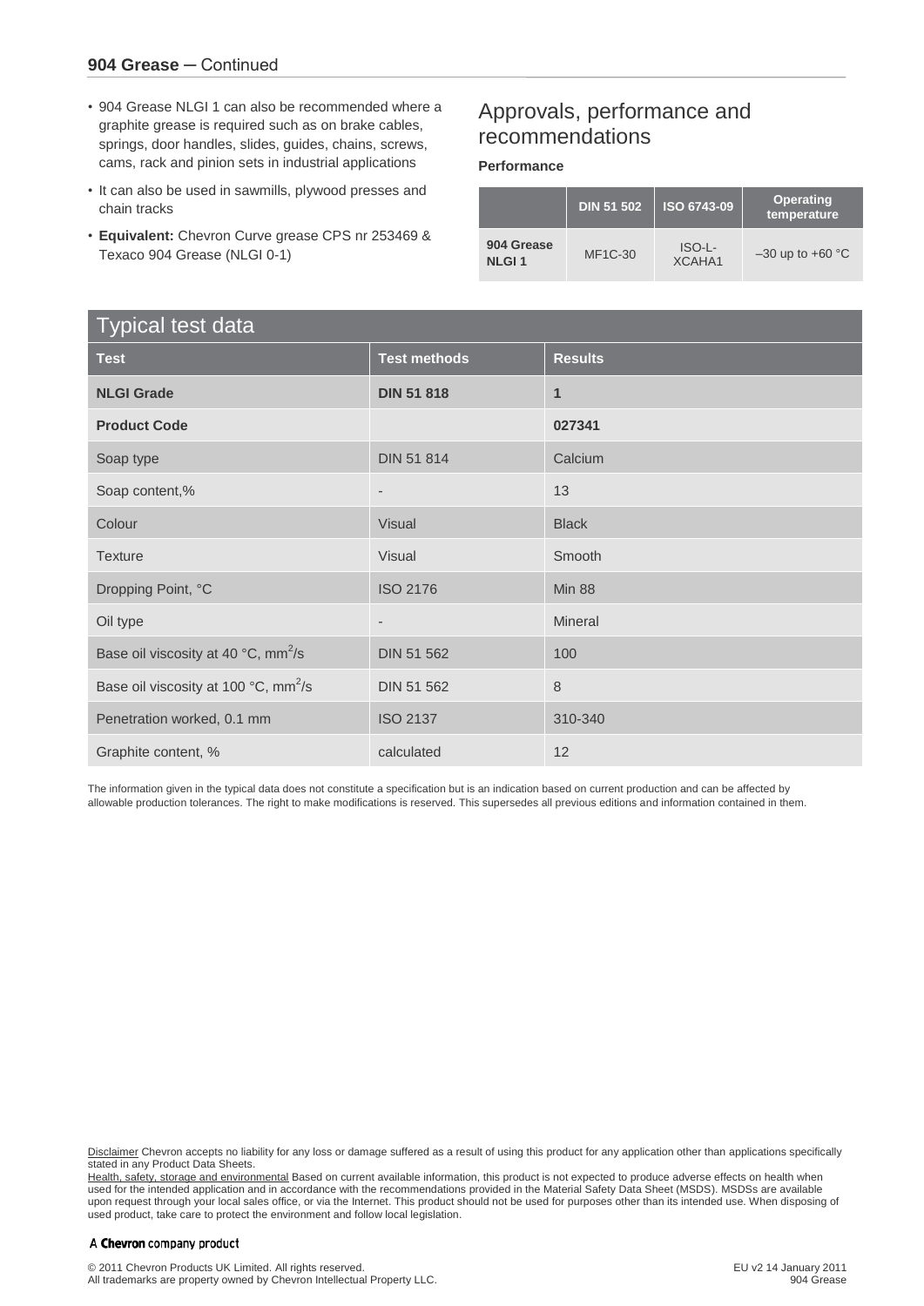- 904 Grease NLGI 1 can also be recommended where a graphite grease is required such as on brake cables, springs, door handles, slides, guides, chains, screws, cams, rack and pinion sets in industrial applications
- It can also be used in sawmills, plywood presses and chain tracks
- **Equivalent:** Chevron Curve grease CPS nr 253469 & Texaco 904 Grease (NLGI 0-1)

## Approvals, performance and recommendations

**Performance**

| | DIN 51 502 | ISO 6743-09 | Operating temperature |
|---|---|---|---|
| **904 Grease NLGI 1** | MF1C-30 | ISO-L-XCAHA1 | –30 up to +60 °C |

## Typical test data

| Test | Test methods | Results |
|---|---|---|
| **NLGI Grade** | **DIN 51 818** | **1** |
| **Product Code** | | **027341** |
| Soap type | DIN 51 814 | Calcium |
| Soap content,% | - | 13 |
| Colour | Visual | Black |
| Texture | Visual | Smooth |
| Dropping Point, °C | ISO 2176 | Min 88 |
| Oil type | - | Mineral |
| Base oil viscosity at 40 °C, $mm^2/s$ | DIN 51 562 | 100 |
| Base oil viscosity at 100 °C, $mm^2/s$ | DIN 51 562 | 8 |
| Penetration worked, 0.1 mm | ISO 2137 | 310-340 |
| Graphite content, % | calculated | 12 |

The information given in the typical data does not constitute a specification but is an indication based on current production and can be affected by allowable production tolerances. The right to make modifications is reserved. This supersedes all previous editions and information contained in them.

Disclaimer Chevron accepts no liability for any loss or damage suffered as a result of using this product for any application other than applications specifically stated in any Product Data Sheets.
Health, safety, storage and environmental Based on current available information, this product is not expected to produce adverse effects on health when used for the intended application and in accordance with the recommendations provided in the Material Safety Data Sheet (MSDS). MSDSs are available upon request through your local sales office, or via the Internet. This product should not be used for purposes other than its intended use. When disposing of used product, take care to protect the environment and follow local legislation.

A **Chevron** company product

© 2011 Chevron Products UK Limited. All rights reserved.
All trademarks are property owned by Chevron Intellectual Property LLC.

EU v2 14 January 2011
904 Grease